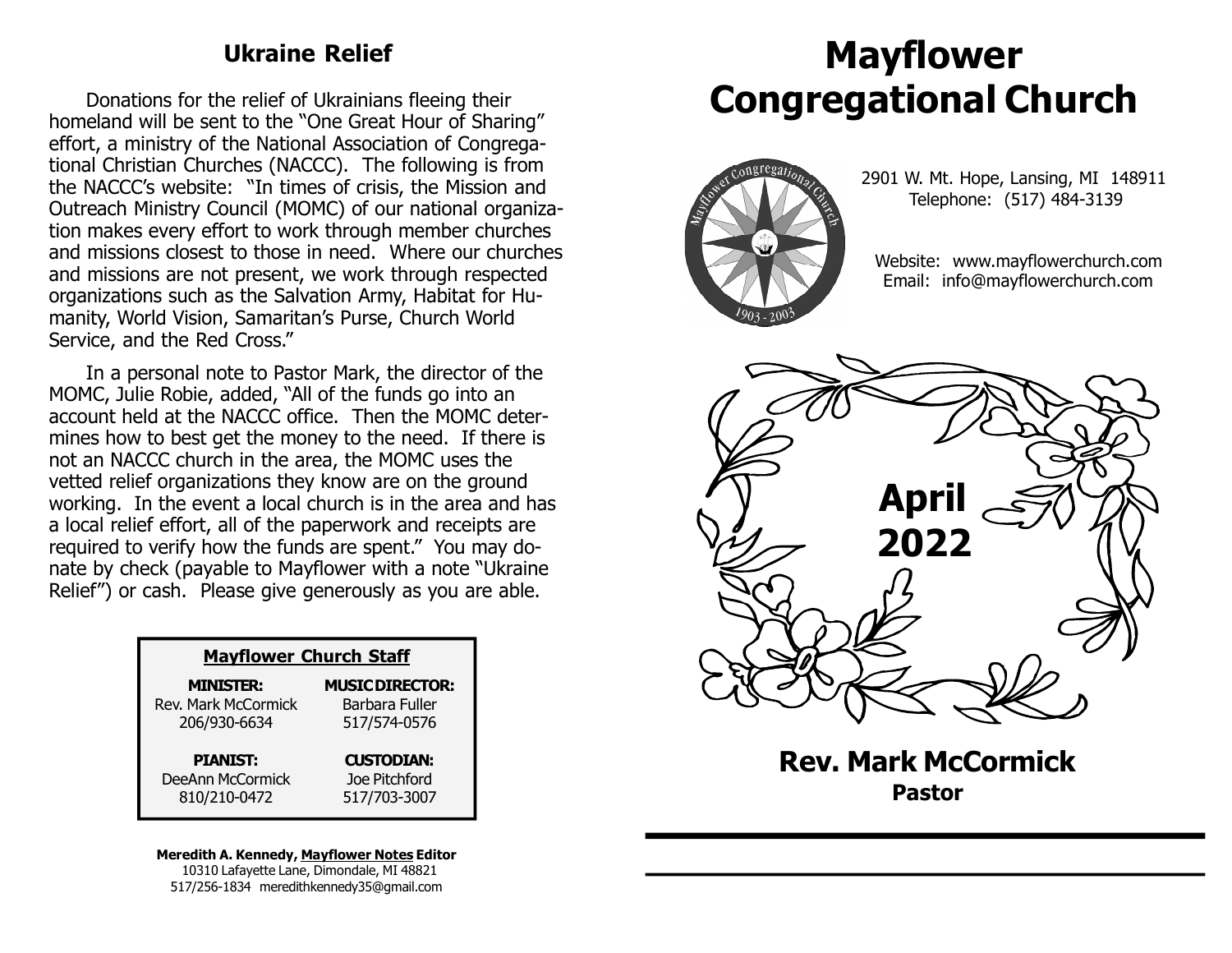## Ukraine Relief

Donations for the relief of Ukrainians fleeing their homeland will be sent to the "One Great Hour of Sharing" effort, a ministry of the National Association of Congregational Christian Churches (NACCC). The following is from the NACCC's website: "In times of crisis, the Mission and Outreach Ministry Council (MOMC) of our national organization makes every effort to work through member churches and missions closest to those in need. Where our churches and missions are not present, we work through respected organizations such as the Salvation Army, Habitat for Humanity, World Vision, Samaritan's Purse, Church World Service, and the Red Cross."

In a personal note to Pastor Mark, the director of the MOMC, Julie Robie, added, "All of the funds go into an account held at the NACCC office. Then the MOMC determines how to best get the money to the need. If there is not an NACCC church in the area, the MOMC uses the vetted relief organizations they know are on the ground working. In the event a local church is in the area and has a local relief effort, all of the paperwork and receipts are required to verify how the funds are spent." You may donate by check (payable to Mayflower with a note "Ukraine Relief") or cash. Please give generously as you are able.

**Mayflower Church Staff**

| | |
|---|---|
| **MINISTER:** | **MUSIC DIRECTOR:** |
| Rev. Mark McCormick | Barbara Fuller |
| 206/930-6634 | 517/574-0576 |
| **PIANIST:** | **CUSTODIAN:** |
| DeeAnn McCormick | Joe Pitchford |
| 810/210-0472 | 517/703-3007 |

**Meredith A. Kennedy, Mayflower Notes Editor**
10310 Lafayette Lane, Dimondale, MI 48821
517/256-1834 meredithkennedy35@gmail.com

# Mayflower Congregational Church

2901 W. Mt. Hope, Lansing, MI 148911
Telephone: (517) 484-3139

Website: www.mayflowerchurch.com
Email: info@mayflowerchurch.com

**April 2022**

## Rev. Mark McCormick
**Pastor**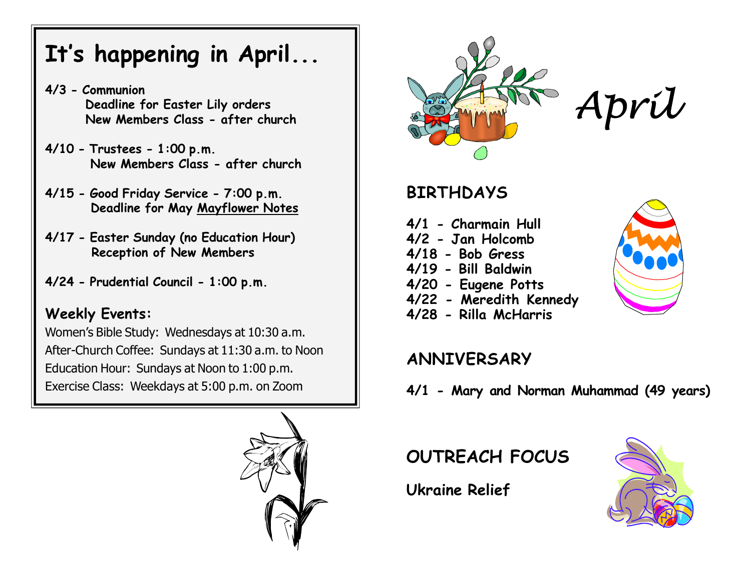# It's happening in April...

**4/3 - Communion**
**Deadline for Easter Lily orders**
**New Members Class - after church**

**4/10 - Trustees - 1:00 p.m.**
**New Members Class - after church**

**4/15 - Good Friday Service - 7:00 p.m.**
**Deadline for May <u>Mayflower Notes</u>**

**4/17 - Easter Sunday (no Education Hour)**
**Reception of New Members**

**4/24 - Prudential Council - 1:00 p.m.**

## Weekly Events:

Women's Bible Study: Wednesdays at 10:30 a.m.
After-Church Coffee: Sundays at 11:30 a.m. to Noon
Education Hour: Sundays at Noon to 1:00 p.m.
Exercise Class: Weekdays at 5:00 p.m. on Zoom

# *April*

## BIRTHDAYS

**4/1 - Charmain Hull**
**4/2 - Jan Holcomb**
**4/18 - Bob Gress**
**4/19 - Bill Baldwin**
**4/20 - Eugene Potts**
**4/22 - Meredith Kennedy**
**4/28 - Rilla McHarris**

## ANNIVERSARY

**4/1 - Mary and Norman Muhammad (49 years)**

## OUTREACH FOCUS

**Ukraine Relief**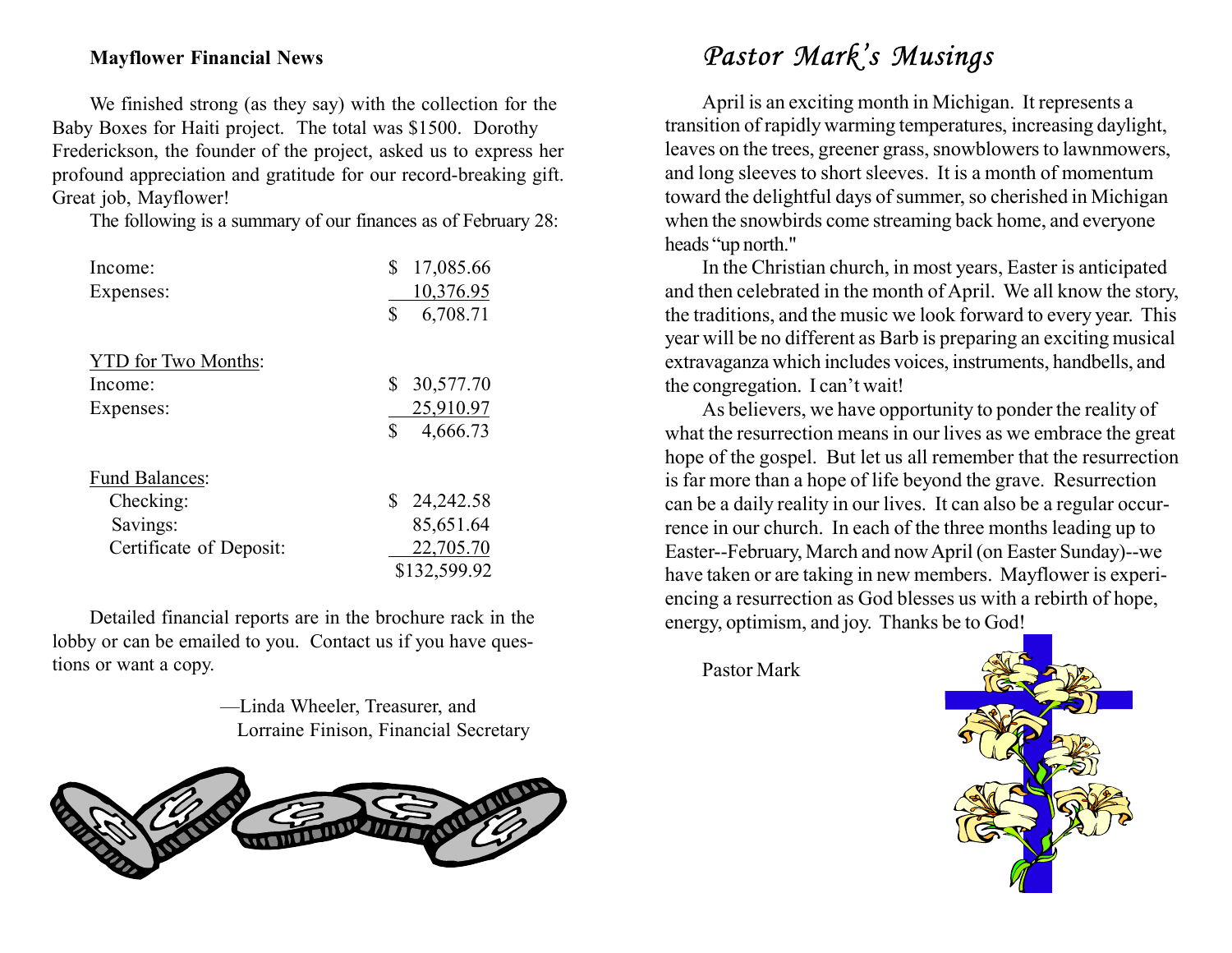**Mayflower Financial News**

We finished strong (as they say) with the collection for the Baby Boxes for Haiti project. The total was $1500. Dorothy Frederickson, the founder of the project, asked us to express her profound appreciation and gratitude for our record-breaking gift. Great job, Mayflower!

The following is a summary of our finances as of February 28:

| | |
|---|---|
| Income: | $ 17,085.66 |
| Expenses: | 10,376.95 |
| | $ 6,708.71 |
| YTD for Two Months: | |
| Income: | $ 30,577.70 |
| Expenses: | 25,910.97 |
| | $ 4,666.73 |
| Fund Balances: | |
| Checking: | $ 24,242.58 |
| Savings: | 85,651.64 |
| Certificate of Deposit: | 22,705.70 |
| | $132,599.92 |

Detailed financial reports are in the brochure rack in the lobby or can be emailed to you. Contact us if you have questions or want a copy.

—Linda Wheeler, Treasurer, and
Lorraine Finison, Financial Secretary

# *Pastor Mark's Musings*

April is an exciting month in Michigan. It represents a transition of rapidly warming temperatures, increasing daylight, leaves on the trees, greener grass, snowblowers to lawnmowers, and long sleeves to short sleeves. It is a month of momentum toward the delightful days of summer, so cherished in Michigan when the snowbirds come streaming back home, and everyone heads "up north."

In the Christian church, in most years, Easter is anticipated and then celebrated in the month of April. We all know the story, the traditions, and the music we look forward to every year. This year will be no different as Barb is preparing an exciting musical extravaganza which includes voices, instruments, handbells, and the congregation. I can't wait!

As believers, we have opportunity to ponder the reality of what the resurrection means in our lives as we embrace the great hope of the gospel. But let us all remember that the resurrection is far more than a hope of life beyond the grave. Resurrection can be a daily reality in our lives. It can also be a regular occurrence in our church. In each of the three months leading up to Easter--February, March and now April (on Easter Sunday)--we have taken or are taking in new members. Mayflower is experiencing a resurrection as God blesses us with a rebirth of hope, energy, optimism, and joy. Thanks be to God!

Pastor Mark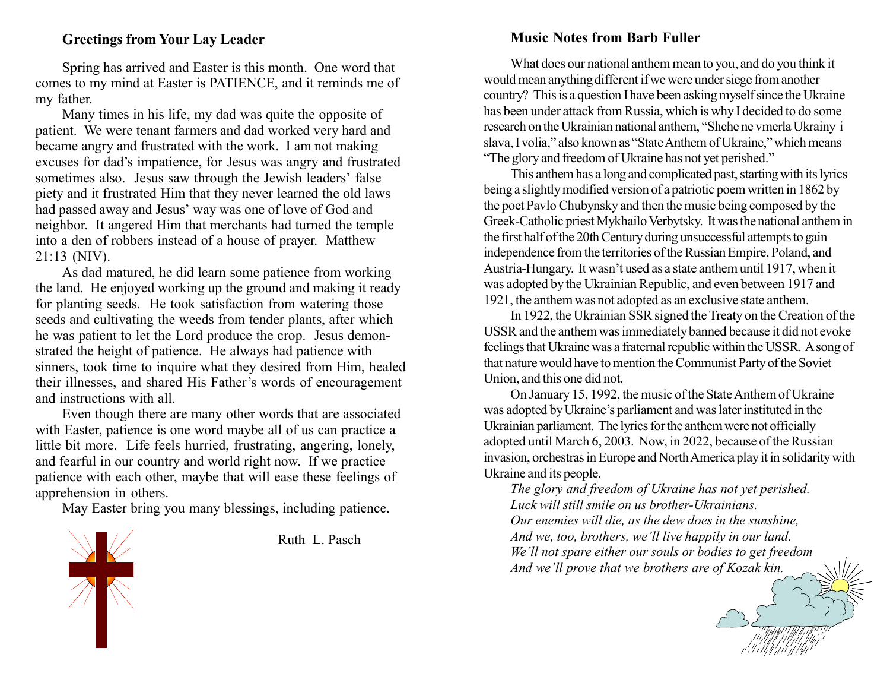### Greetings from Your Lay Leader

Spring has arrived and Easter is this month. One word that comes to my mind at Easter is PATIENCE, and it reminds me of my father.

Many times in his life, my dad was quite the opposite of patient. We were tenant farmers and dad worked very hard and became angry and frustrated with the work. I am not making excuses for dad's impatience, for Jesus was angry and frustrated sometimes also. Jesus saw through the Jewish leaders' false piety and it frustrated Him that they never learned the old laws had passed away and Jesus' way was one of love of God and neighbor. It angered Him that merchants had turned the temple into a den of robbers instead of a house of prayer. Matthew 21:13 (NIV).

As dad matured, he did learn some patience from working the land. He enjoyed working up the ground and making it ready for planting seeds. He took satisfaction from watering those seeds and cultivating the weeds from tender plants, after which he was patient to let the Lord produce the crop. Jesus demonstrated the height of patience. He always had patience with sinners, took time to inquire what they desired from Him, healed their illnesses, and shared His Father's words of encouragement and instructions with all.

Even though there are many other words that are associated with Easter, patience is one word maybe all of us can practice a little bit more. Life feels hurried, frustrating, angering, lonely, and fearful in our country and world right now. If we practice patience with each other, maybe that will ease these feelings of apprehension in others.

May Easter bring you many blessings, including patience.

Ruth L. Pasch

### Music Notes from Barb Fuller

What does our national anthem mean to you, and do you think it would mean anything different if we were under siege from another country? This is a question I have been asking myself since the Ukraine has been under attack from Russia, which is why I decided to do some research on the Ukrainian national anthem, "Shche ne vmerla Ukrainy i slava, I volia," also known as "State Anthem of Ukraine," which means "The glory and freedom of Ukraine has not yet perished."

This anthem has a long and complicated past, starting with its lyrics being a slightly modified version of a patriotic poem written in 1862 by the poet Pavlo Chubynsky and then the music being composed by the Greek-Catholic priest Mykhailo Verbytsky. It was the national anthem in the first half of the 20th Century during unsuccessful attempts to gain independence from the territories of the Russian Empire, Poland, and Austria-Hungary. It wasn't used as a state anthem until 1917, when it was adopted by the Ukrainian Republic, and even between 1917 and 1921, the anthem was not adopted as an exclusive state anthem.

In 1922, the Ukrainian SSR signed the Treaty on the Creation of the USSR and the anthem was immediately banned because it did not evoke feelings that Ukraine was a fraternal republic within the USSR. A song of that nature would have to mention the Communist Party of the Soviet Union, and this one did not.

On January 15, 1992, the music of the State Anthem of Ukraine was adopted by Ukraine's parliament and was later instituted in the Ukrainian parliament. The lyrics for the anthem were not officially adopted until March 6, 2003. Now, in 2022, because of the Russian invasion, orchestras in Europe and North America play it in solidarity with Ukraine and its people.

*The glory and freedom of Ukraine has not yet perished.*
*Luck will still smile on us brother-Ukrainians.*
*Our enemies will die, as the dew does in the sunshine,*
*And we, too, brothers, we'll live happily in our land.*
*We'll not spare either our souls or bodies to get freedom*
*And we'll prove that we brothers are of Kozak kin.*